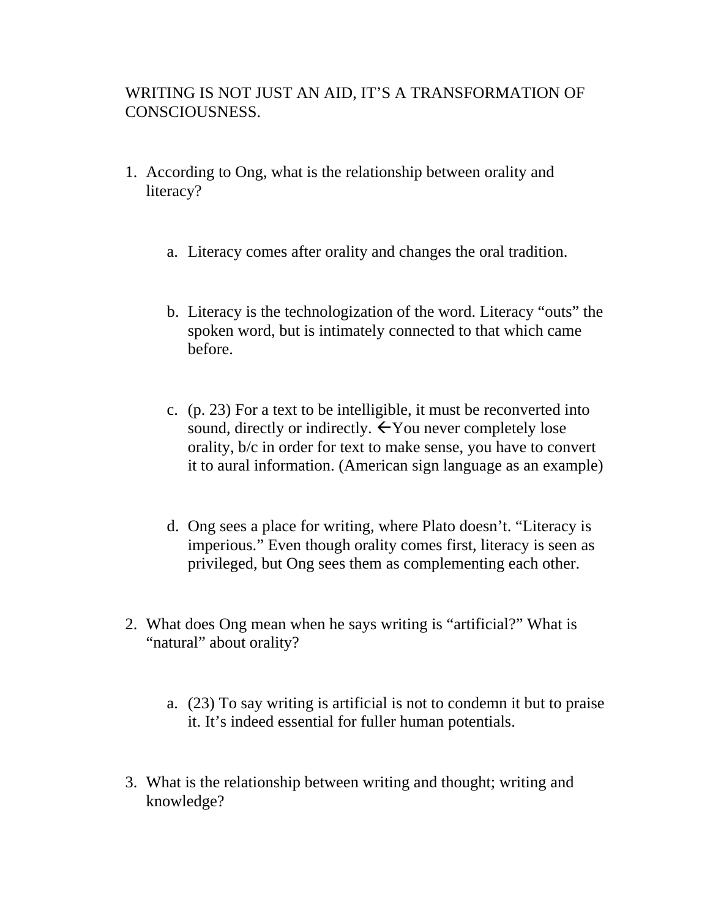WRITING IS NOT JUST AN AID, IT'S A TRANSFORMATION OF CONSCIOUSNESS.

1. According to Ong, what is the relationship between orality and literacy?

    a. Literacy comes after orality and changes the oral tradition.

    b. Literacy is the technologization of the word. Literacy "outs" the spoken word, but is intimately connected to that which came before.

    c. (p. 23) For a text to be intelligible, it must be reconverted into sound, directly or indirectly. ←You never completely lose orality, b/c in order for text to make sense, you have to convert it to aural information. (American sign language as an example)

    d. Ong sees a place for writing, where Plato doesn't. "Literacy is imperious." Even though orality comes first, literacy is seen as privileged, but Ong sees them as complementing each other.

2. What does Ong mean when he says writing is "artificial?" What is "natural" about orality?

    a. (23) To say writing is artificial is not to condemn it but to praise it. It's indeed essential for fuller human potentials.

3. What is the relationship between writing and thought; writing and knowledge?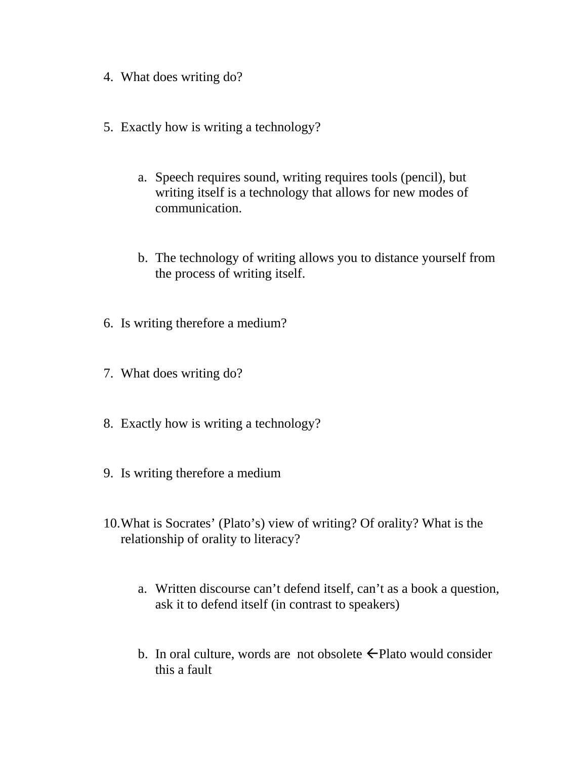4. What does writing do?

5. Exactly how is writing a technology?

    a. Speech requires sound, writing requires tools (pencil), but writing itself is a technology that allows for new modes of communication.

    b. The technology of writing allows you to distance yourself from the process of writing itself.

6. Is writing therefore a medium?

7. What does writing do?

8. Exactly how is writing a technology?

9. Is writing therefore a medium

10. What is Socrates' (Plato's) view of writing? Of orality? What is the relationship of orality to literacy?

    a. Written discourse can't defend itself, can't as a book a question, ask it to defend itself (in contrast to speakers)

    b. In oral culture, words are not obsolete ←Plato would consider this a fault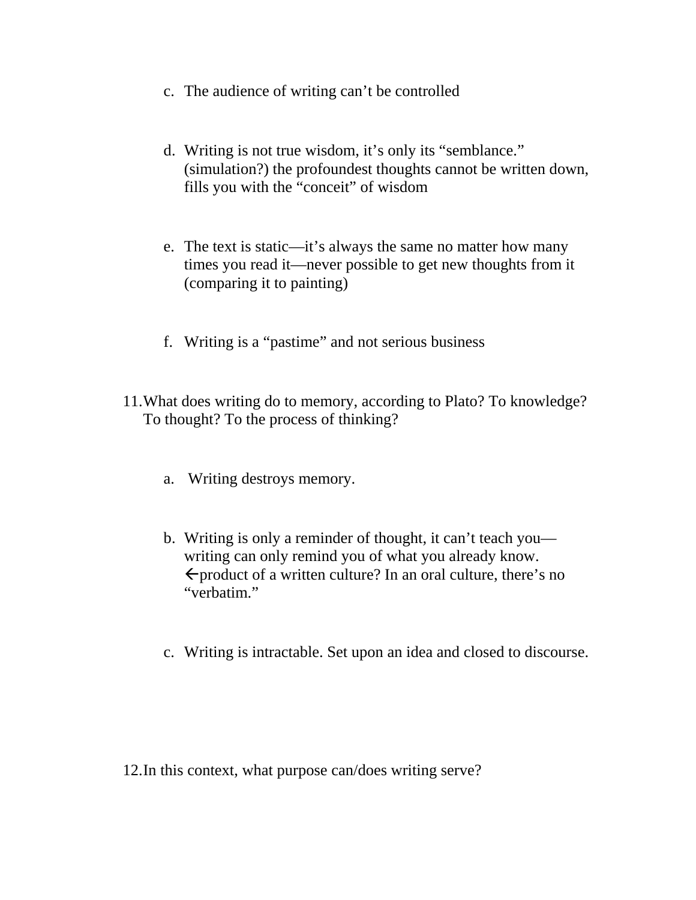c. The audience of writing can't be controlled

d. Writing is not true wisdom, it's only its "semblance." (simulation?) the profoundest thoughts cannot be written down, fills you with the "conceit" of wisdom

e. The text is static—it's always the same no matter how many times you read it—never possible to get new thoughts from it (comparing it to painting)

f. Writing is a "pastime" and not serious business

11. What does writing do to memory, according to Plato? To knowledge? To thought? To the process of thinking?

    a. Writing destroys memory.

    b. Writing is only a reminder of thought, it can't teach you—writing can only remind you of what you already know. ←product of a written culture? In an oral culture, there's no "verbatim."

    c. Writing is intractable. Set upon an idea and closed to discourse.

12. In this context, what purpose can/does writing serve?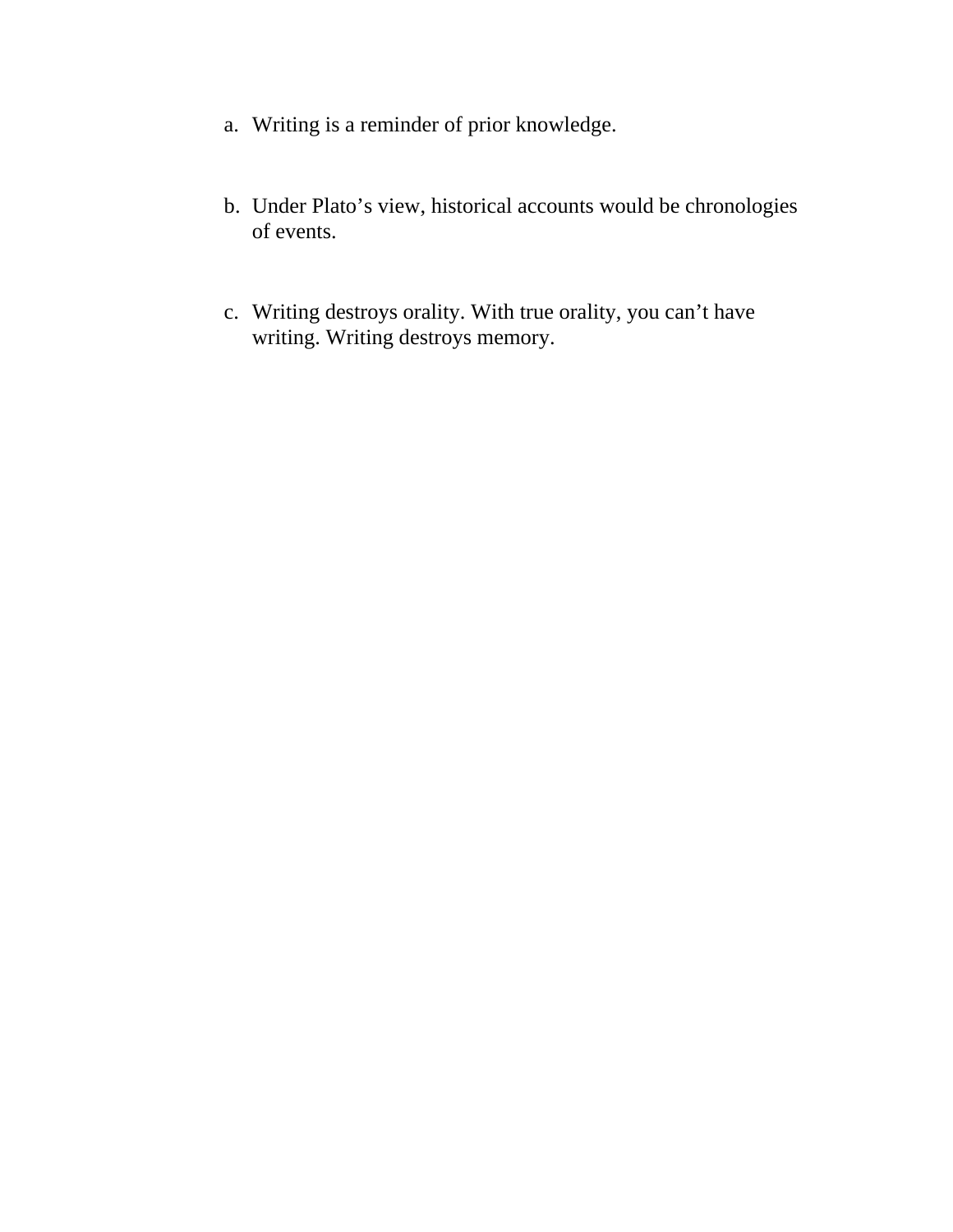a. Writing is a reminder of prior knowledge.

b. Under Plato’s view, historical accounts would be chronologies of events.

c. Writing destroys orality. With true orality, you can’t have writing. Writing destroys memory.